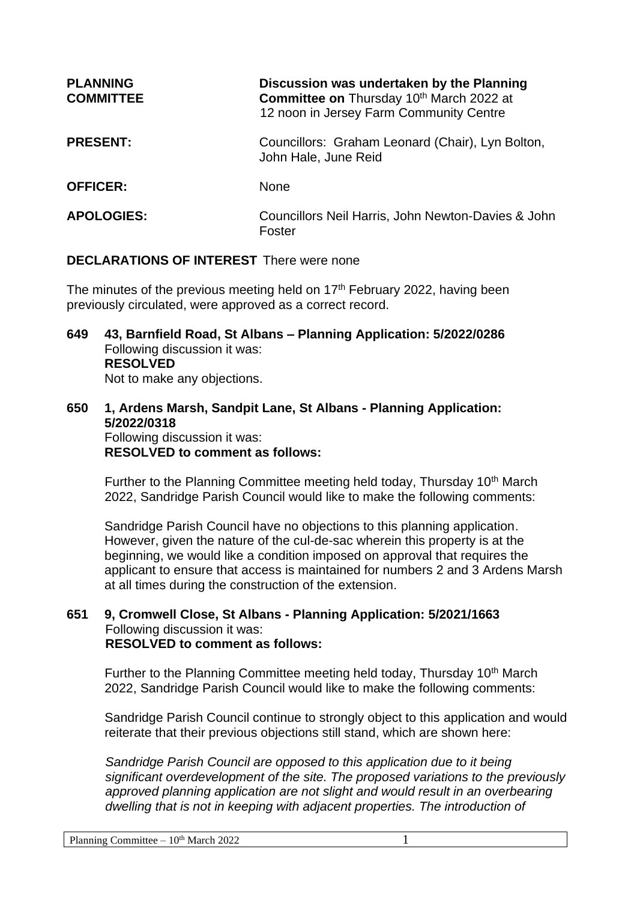| | |
|---|---|
| **PLANNING COMMITTEE** | **Discussion was undertaken by the Planning Committee on** Thursday 10th March 2022 at 12 noon in Jersey Farm Community Centre |
| **PRESENT:** | Councillors: Graham Leonard (Chair), Lyn Bolton, John Hale, June Reid |
| **OFFICER:** | None |
| **APOLOGIES:** | Councillors Neil Harris, John Newton-Davies & John Foster |

**DECLARATIONS OF INTEREST** There were none

The minutes of the previous meeting held on 17th February 2022, having been previously circulated, were approved as a correct record.

**649 43, Barnfield Road, St Albans – Planning Application: 5/2022/0286**
Following discussion it was:
**RESOLVED**
Not to make any objections.

**650 1, Ardens Marsh, Sandpit Lane, St Albans - Planning Application: 5/2022/0318**
Following discussion it was:
**RESOLVED to comment as follows:**

Further to the Planning Committee meeting held today, Thursday 10th March 2022, Sandridge Parish Council would like to make the following comments:

Sandridge Parish Council have no objections to this planning application. However, given the nature of the cul-de-sac wherein this property is at the beginning, we would like a condition imposed on approval that requires the applicant to ensure that access is maintained for numbers 2 and 3 Ardens Marsh at all times during the construction of the extension.

**651 9, Cromwell Close, St Albans - Planning Application: 5/2021/1663**
Following discussion it was:
**RESOLVED to comment as follows:**

Further to the Planning Committee meeting held today, Thursday 10th March 2022, Sandridge Parish Council would like to make the following comments:

Sandridge Parish Council continue to strongly object to this application and would reiterate that their previous objections still stand, which are shown here:

*Sandridge Parish Council are opposed to this application due to it being significant overdevelopment of the site. The proposed variations to the previously approved planning application are not slight and would result in an overbearing dwelling that is not in keeping with adjacent properties. The introduction of*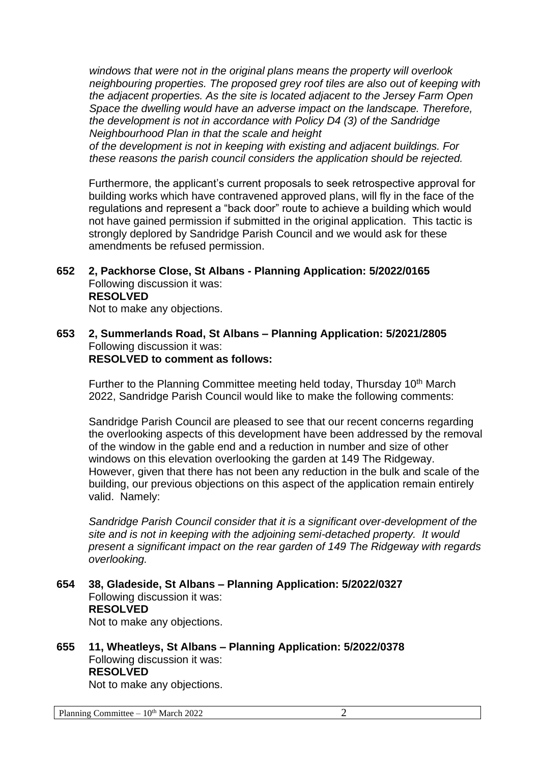*windows that were not in the original plans means the property will overlook neighbouring properties. The proposed grey roof tiles are also out of keeping with the adjacent properties. As the site is located adjacent to the Jersey Farm Open Space the dwelling would have an adverse impact on the landscape. Therefore, the development is not in accordance with Policy D4 (3) of the Sandridge Neighbourhood Plan in that the scale and height of the development is not in keeping with existing and adjacent buildings. For these reasons the parish council considers the application should be rejected.*

Furthermore, the applicant's current proposals to seek retrospective approval for building works which have contravened approved plans, will fly in the face of the regulations and represent a "back door" route to achieve a building which would not have gained permission if submitted in the original application. This tactic is strongly deplored by Sandridge Parish Council and we would ask for these amendments be refused permission.

**652 2, Packhorse Close, St Albans - Planning Application: 5/2022/0165**

Following discussion it was:

**RESOLVED**

Not to make any objections.

**653 2, Summerlands Road, St Albans – Planning Application: 5/2021/2805**

Following discussion it was:

**RESOLVED to comment as follows:**

Further to the Planning Committee meeting held today, Thursday 10th March 2022, Sandridge Parish Council would like to make the following comments:

Sandridge Parish Council are pleased to see that our recent concerns regarding the overlooking aspects of this development have been addressed by the removal of the window in the gable end and a reduction in number and size of other windows on this elevation overlooking the garden at 149 The Ridgeway. However, given that there has not been any reduction in the bulk and scale of the building, our previous objections on this aspect of the application remain entirely valid. Namely:

*Sandridge Parish Council consider that it is a significant over-development of the site and is not in keeping with the adjoining semi-detached property. It would present a significant impact on the rear garden of 149 The Ridgeway with regards overlooking.*

**654 38, Gladeside, St Albans – Planning Application: 5/2022/0327**

Following discussion it was:

**RESOLVED**

Not to make any objections.

**655 11, Wheatleys, St Albans – Planning Application: 5/2022/0378**

Following discussion it was:

**RESOLVED**

Not to make any objections.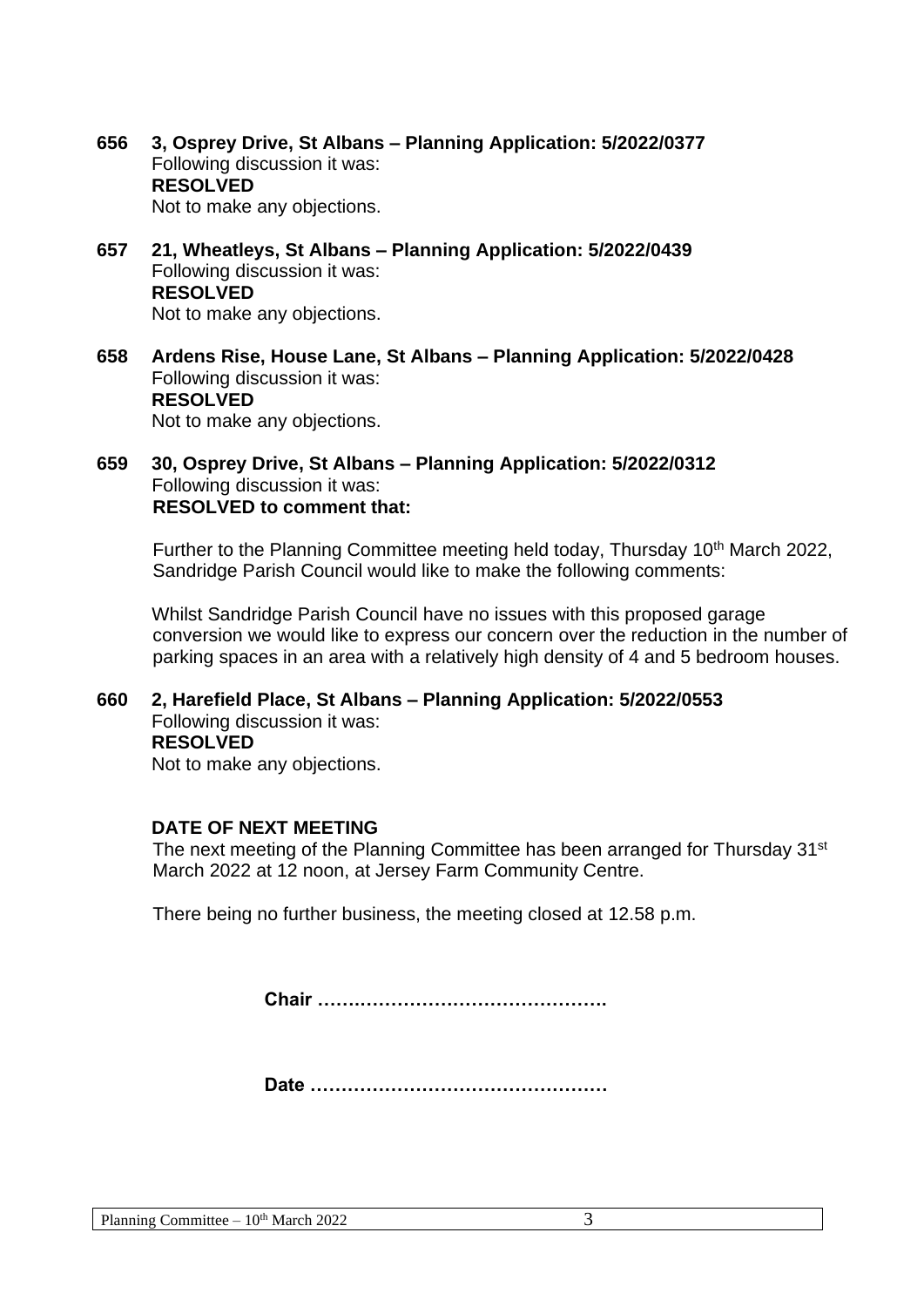**656 3, Osprey Drive, St Albans – Planning Application: 5/2022/0377**
Following discussion it was:
**RESOLVED**
Not to make any objections.

**657 21, Wheatleys, St Albans – Planning Application: 5/2022/0439**
Following discussion it was:
**RESOLVED**
Not to make any objections.

**658 Ardens Rise, House Lane, St Albans – Planning Application: 5/2022/0428**
Following discussion it was:
**RESOLVED**
Not to make any objections.

**659 30, Osprey Drive, St Albans – Planning Application: 5/2022/0312**
Following discussion it was:
**RESOLVED to comment that:**

Further to the Planning Committee meeting held today, Thursday 10th March 2022, Sandridge Parish Council would like to make the following comments:

Whilst Sandridge Parish Council have no issues with this proposed garage conversion we would like to express our concern over the reduction in the number of parking spaces in an area with a relatively high density of 4 and 5 bedroom houses.

**660 2, Harefield Place, St Albans – Planning Application: 5/2022/0553**
Following discussion it was:
**RESOLVED**
Not to make any objections.

**DATE OF NEXT MEETING**
The next meeting of the Planning Committee has been arranged for Thursday 31st March 2022 at 12 noon, at Jersey Farm Community Centre.

There being no further business, the meeting closed at 12.58 p.m.

**Chair ……………………………………….**

**Date …………………………………………**